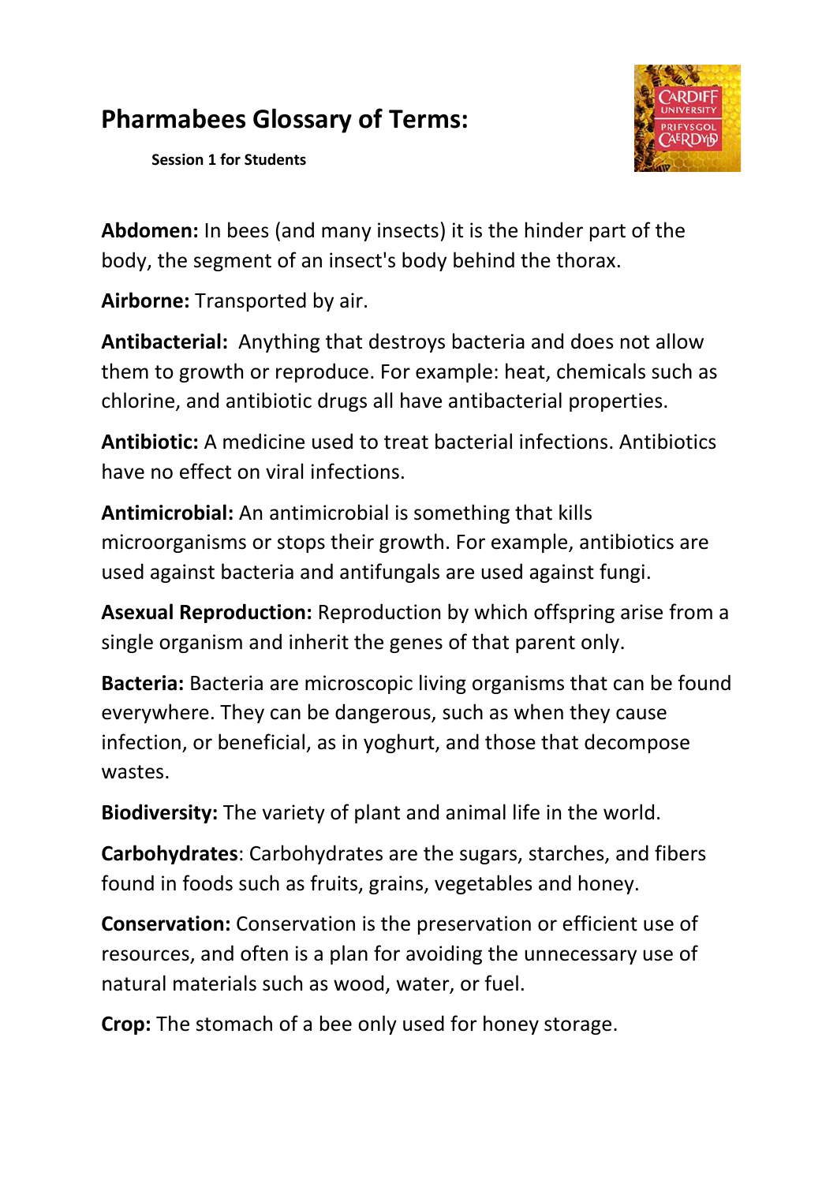# Pharmabees Glossary of Terms:

**Session 1 for Students**

**Abdomen:** In bees (and many insects) it is the hinder part of the body, the segment of an insect's body behind the thorax.

**Airborne:** Transported by air.

**Antibacterial:** Anything that destroys bacteria and does not allow them to growth or reproduce. For example: heat, chemicals such as chlorine, and antibiotic drugs all have antibacterial properties.

**Antibiotic:** A medicine used to treat bacterial infections. Antibiotics have no effect on viral infections.

**Antimicrobial:** An antimicrobial is something that kills microorganisms or stops their growth. For example, antibiotics are used against bacteria and antifungals are used against fungi.

**Asexual Reproduction:** Reproduction by which offspring arise from a single organism and inherit the genes of that parent only.

**Bacteria:** Bacteria are microscopic living organisms that can be found everywhere. They can be dangerous, such as when they cause infection, or beneficial, as in yoghurt, and those that decompose wastes.

**Biodiversity:** The variety of plant and animal life in the world.

**Carbohydrates**: Carbohydrates are the sugars, starches, and fibers found in foods such as fruits, grains, vegetables and honey.

**Conservation:** Conservation is the preservation or efficient use of resources, and often is a plan for avoiding the unnecessary use of natural materials such as wood, water, or fuel.

**Crop:** The stomach of a bee only used for honey storage.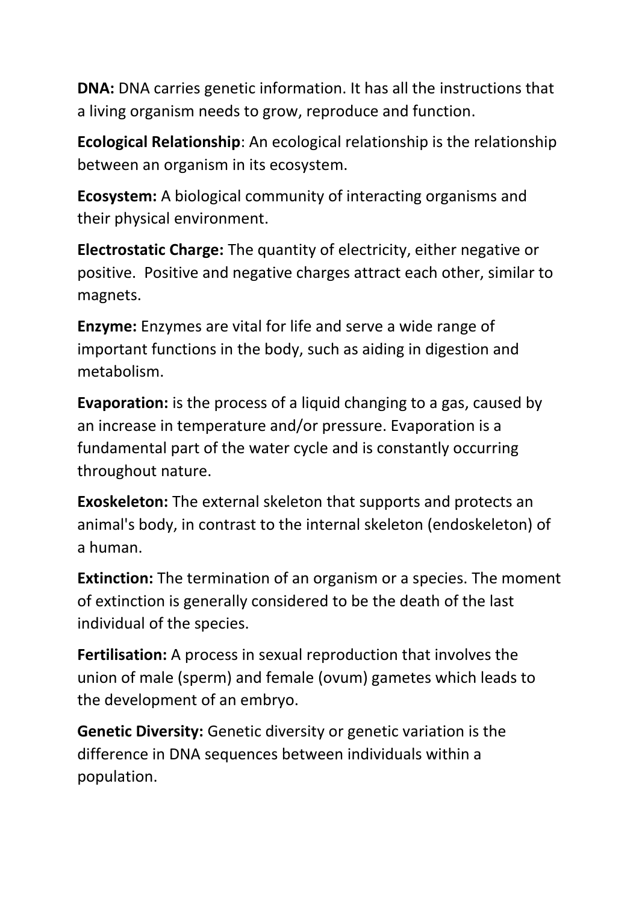**DNA:** DNA carries genetic information. It has all the instructions that a living organism needs to grow, reproduce and function.

**Ecological Relationship**: An ecological relationship is the relationship between an organism in its ecosystem.

**Ecosystem:** A biological community of interacting organisms and their physical environment.

**Electrostatic Charge:** The quantity of electricity, either negative or positive.  Positive and negative charges attract each other, similar to magnets.

**Enzyme:** Enzymes are vital for life and serve a wide range of important functions in the body, such as aiding in digestion and metabolism.

**Evaporation:** is the process of a liquid changing to a gas, caused by an increase in temperature and/or pressure. Evaporation is a fundamental part of the water cycle and is constantly occurring throughout nature.

**Exoskeleton:** The external skeleton that supports and protects an animal's body, in contrast to the internal skeleton (endoskeleton) of a human.

**Extinction:** The termination of an organism or a species. The moment of extinction is generally considered to be the death of the last individual of the species.

**Fertilisation:** A process in sexual reproduction that involves the union of male (sperm) and female (ovum) gametes which leads to the development of an embryo.

**Genetic Diversity:** Genetic diversity or genetic variation is the difference in DNA sequences between individuals within a population.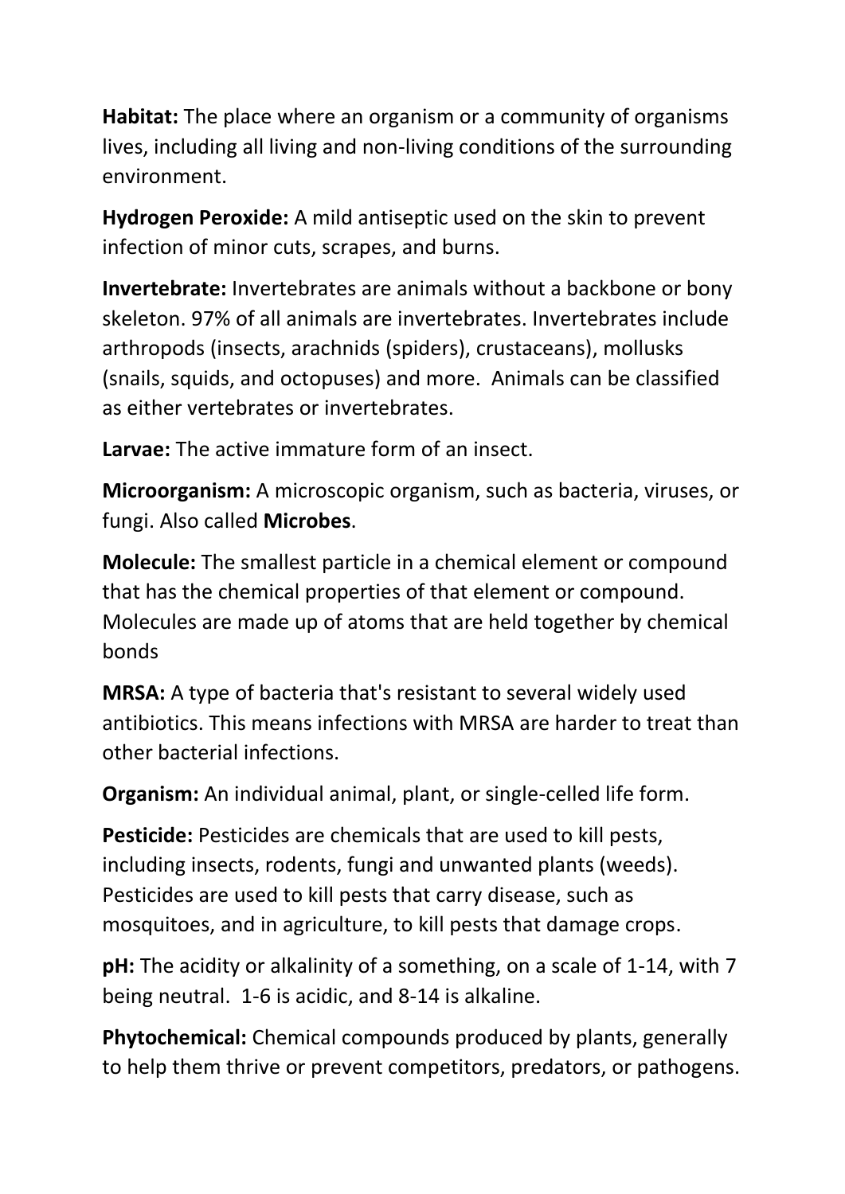**Habitat:** The place where an organism or a community of organisms lives, including all living and non-living conditions of the surrounding environment.

**Hydrogen Peroxide:** A mild antiseptic used on the skin to prevent infection of minor cuts, scrapes, and burns.

**Invertebrate:** Invertebrates are animals without a backbone or bony skeleton. 97% of all animals are invertebrates. Invertebrates include arthropods (insects, arachnids (spiders), crustaceans), mollusks (snails, squids, and octopuses) and more. Animals can be classified as either vertebrates or invertebrates.

**Larvae:** The active immature form of an insect.

**Microorganism:** A microscopic organism, such as bacteria, viruses, or fungi. Also called **Microbes**.

**Molecule:** The smallest particle in a chemical element or compound that has the chemical properties of that element or compound. Molecules are made up of atoms that are held together by chemical bonds

**MRSA:** A type of bacteria that's resistant to several widely used antibiotics. This means infections with MRSA are harder to treat than other bacterial infections.

**Organism:** An individual animal, plant, or single-celled life form.

**Pesticide:** Pesticides are chemicals that are used to kill pests, including insects, rodents, fungi and unwanted plants (weeds). Pesticides are used to kill pests that carry disease, such as mosquitoes, and in agriculture, to kill pests that damage crops.

**pH:** The acidity or alkalinity of a something, on a scale of 1-14, with 7 being neutral. 1-6 is acidic, and 8-14 is alkaline.

**Phytochemical:** Chemical compounds produced by plants, generally to help them thrive or prevent competitors, predators, or pathogens.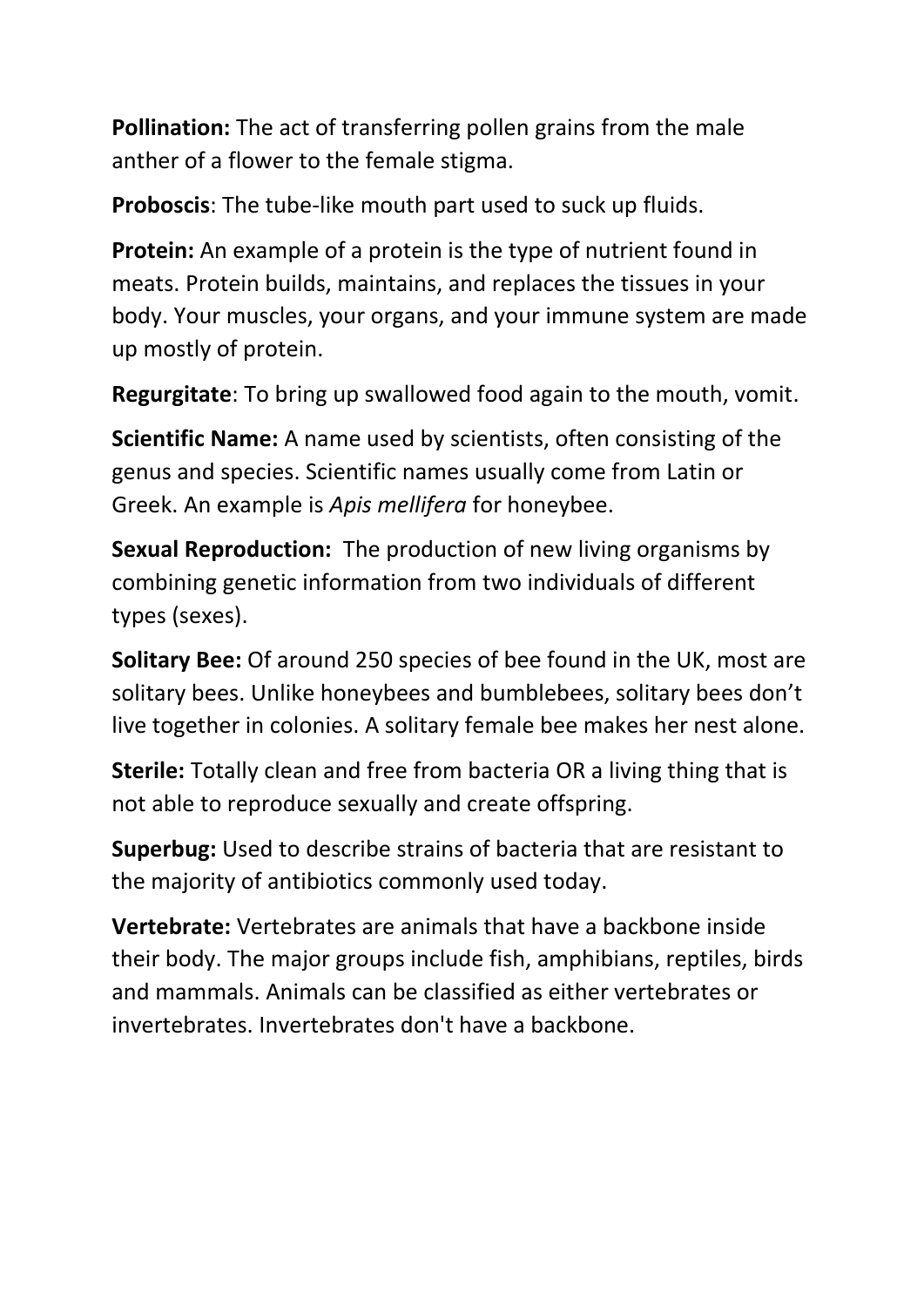**Pollination:** The act of transferring pollen grains from the male anther of a flower to the female stigma.

**Proboscis**: The tube-like mouth part used to suck up fluids.

**Protein:** An example of a protein is the type of nutrient found in meats. Protein builds, maintains, and replaces the tissues in your body. Your muscles, your organs, and your immune system are made up mostly of protein.

**Regurgitate**: To bring up swallowed food again to the mouth, vomit.

**Scientific Name:** A name used by scientists, often consisting of the genus and species. Scientific names usually come from Latin or Greek. An example is *Apis mellifera* for honeybee.

**Sexual Reproduction:** The production of new living organisms by combining genetic information from two individuals of different types (sexes).

**Solitary Bee:** Of around 250 species of bee found in the UK, most are solitary bees. Unlike honeybees and bumblebees, solitary bees don't live together in colonies. A solitary female bee makes her nest alone.

**Sterile:** Totally clean and free from bacteria OR a living thing that is not able to reproduce sexually and create offspring.

**Superbug:** Used to describe strains of bacteria that are resistant to the majority of antibiotics commonly used today.

**Vertebrate:** Vertebrates are animals that have a backbone inside their body. The major groups include fish, amphibians, reptiles, birds and mammals. Animals can be classified as either vertebrates or invertebrates. Invertebrates don't have a backbone.